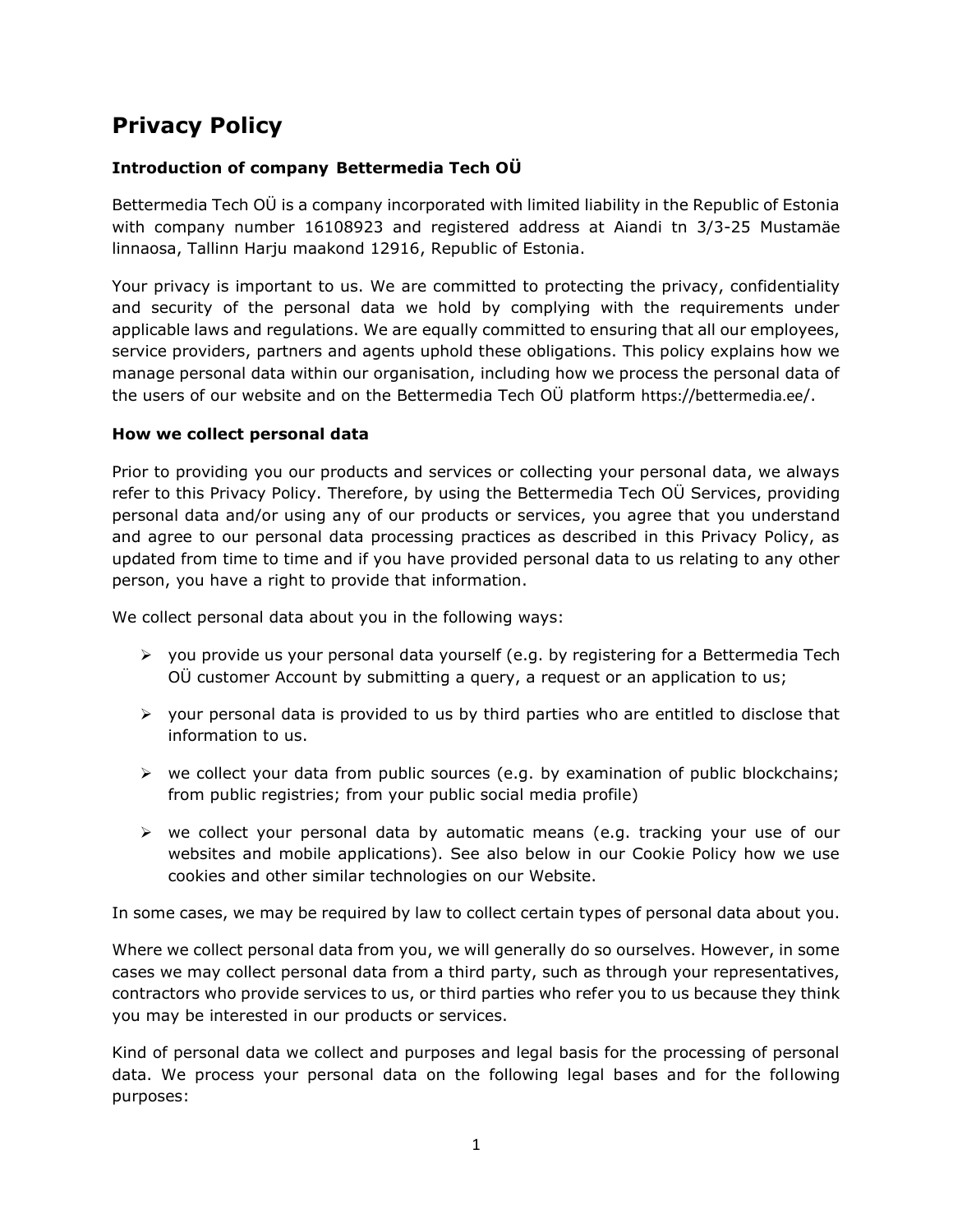# Privacy Policy

### Introduction of company Bettermedia Tech OÜ

Bettermedia Tech OÜ is a company incorporated with limited liability in the Republic of Estonia with company number 16108923 and registered address at Aiandi tn 3/3-25 Mustamäe linnaosa, Tallinn Harju maakond 12916, Republic of Estonia.

Your privacy is important to us. We are committed to protecting the privacy, confidentiality and security of the personal data we hold by complying with the requirements under applicable laws and regulations. We are equally committed to ensuring that all our employees, service providers, partners and agents uphold these obligations. This policy explains how we manage personal data within our organisation, including how we process the personal data of the users of our website and on the Bettermedia Tech OÜ platform https://bettermedia.ee/.

### How we collect personal data

Prior to providing you our products and services or collecting your personal data, we always refer to this Privacy Policy. Therefore, by using the Bettermedia Tech OÜ Services, providing personal data and/or using any of our products or services, you agree that you understand and agree to our personal data processing practices as described in this Privacy Policy, as updated from time to time and if you have provided personal data to us relating to any other person, you have a right to provide that information.

We collect personal data about you in the following ways:

- you provide us your personal data yourself (e.g. by registering for a Bettermedia Tech OÜ customer Account by submitting a query, a request or an application to us;
- your personal data is provided to us by third parties who are entitled to disclose that information to us.
- we collect your data from public sources (e.g. by examination of public blockchains; from public registries; from your public social media profile)
- we collect your personal data by automatic means (e.g. tracking your use of our websites and mobile applications). See also below in our Cookie Policy how we use cookies and other similar technologies on our Website.

In some cases, we may be required by law to collect certain types of personal data about you.

Where we collect personal data from you, we will generally do so ourselves. However, in some cases we may collect personal data from a third party, such as through your representatives, contractors who provide services to us, or third parties who refer you to us because they think you may be interested in our products or services.

Kind of personal data we collect and purposes and legal basis for the processing of personal data. We process your personal data on the following legal bases and for the following purposes: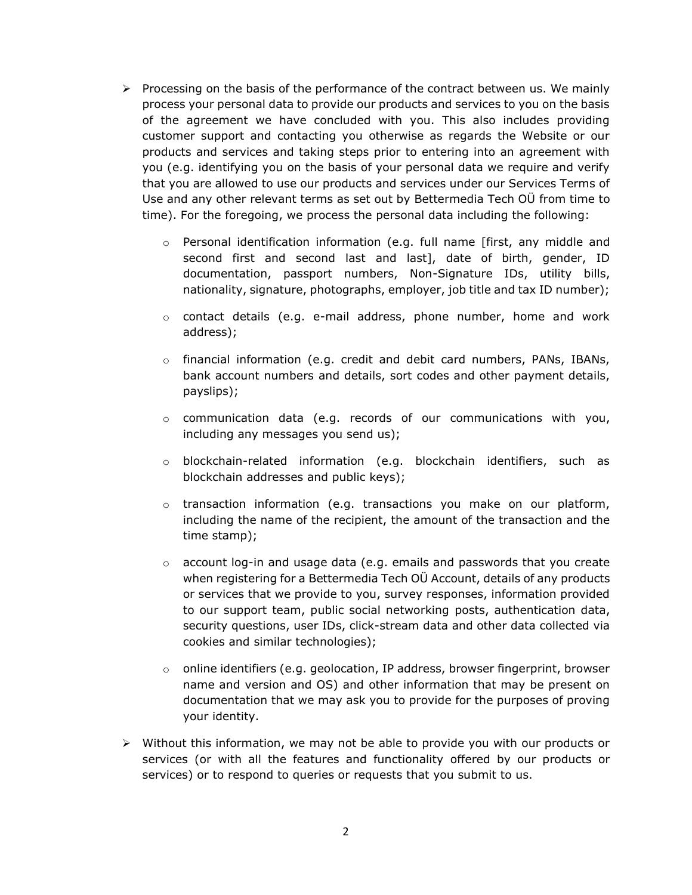- Processing on the basis of the performance of the contract between us. We mainly process your personal data to provide our products and services to you on the basis of the agreement we have concluded with you. This also includes providing customer support and contacting you otherwise as regards the Website or our products and services and taking steps prior to entering into an agreement with you (e.g. identifying you on the basis of your personal data we require and verify that you are allowed to use our products and services under our Services Terms of Use and any other relevant terms as set out by Bettermedia Tech OÜ from time to time). For the foregoing, we process the personal data including the following:
    - Personal identification information (e.g. full name [first, any middle and second first and second last and last], date of birth, gender, ID documentation, passport numbers, Non-Signature IDs, utility bills, nationality, signature, photographs, employer, job title and tax ID number);
    - contact details (e.g. e-mail address, phone number, home and work address);
    - financial information (e.g. credit and debit card numbers, PANs, IBANs, bank account numbers and details, sort codes and other payment details, payslips);
    - communication data (e.g. records of our communications with you, including any messages you send us);
    - blockchain-related information (e.g. blockchain identifiers, such as blockchain addresses and public keys);
    - transaction information (e.g. transactions you make on our platform, including the name of the recipient, the amount of the transaction and the time stamp);
    - account log-in and usage data (e.g. emails and passwords that you create when registering for a Bettermedia Tech OÜ Account, details of any products or services that we provide to you, survey responses, information provided to our support team, public social networking posts, authentication data, security questions, user IDs, click-stream data and other data collected via cookies and similar technologies);
    - online identifiers (e.g. geolocation, IP address, browser fingerprint, browser name and version and OS) and other information that may be present on documentation that we may ask you to provide for the purposes of proving your identity.
- Without this information, we may not be able to provide you with our products or services (or with all the features and functionality offered by our products or services) or to respond to queries or requests that you submit to us.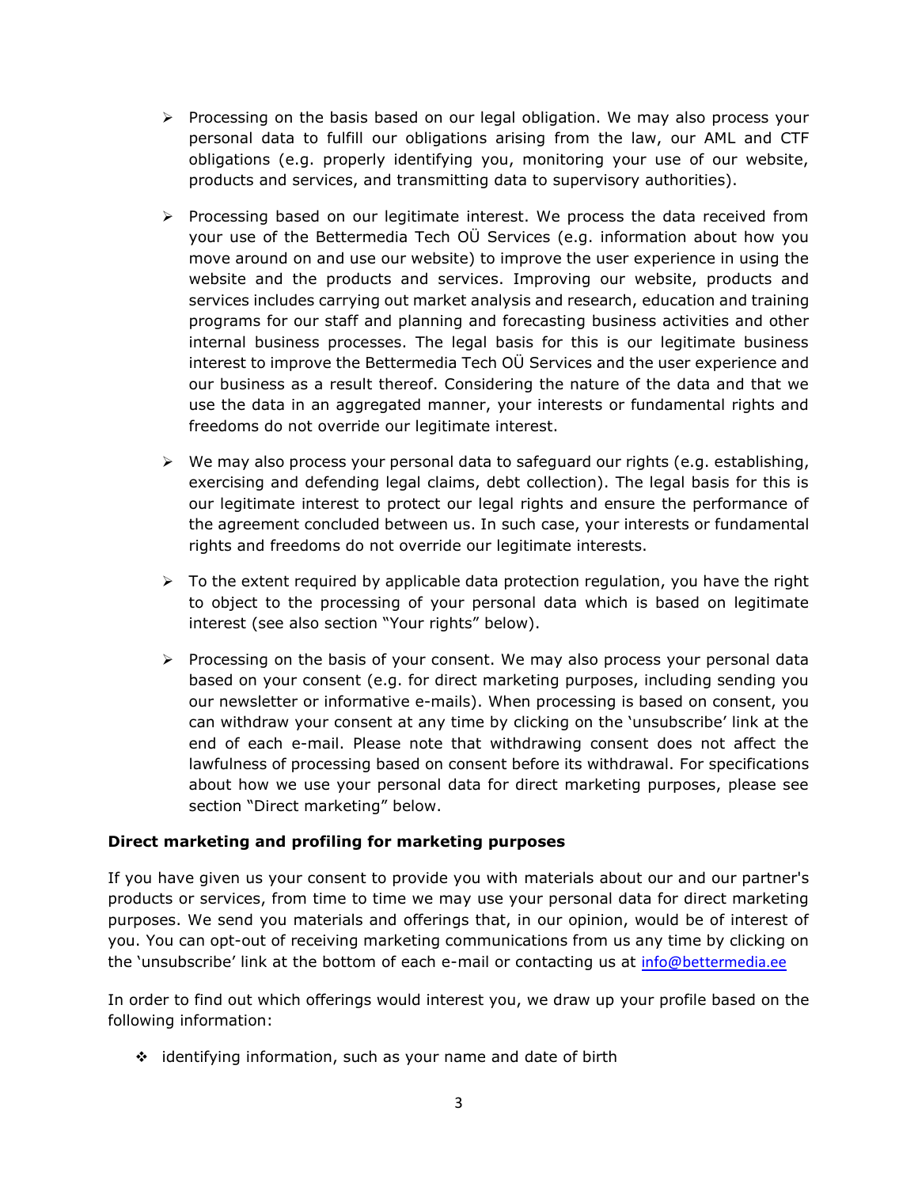- Processing on the basis based on our legal obligation. We may also process your personal data to fulfill our obligations arising from the law, our AML and CTF obligations (e.g. properly identifying you, monitoring your use of our website, products and services, and transmitting data to supervisory authorities).

- Processing based on our legitimate interest. We process the data received from your use of the Bettermedia Tech OÜ Services (e.g. information about how you move around on and use our website) to improve the user experience in using the website and the products and services. Improving our website, products and services includes carrying out market analysis and research, education and training programs for our staff and planning and forecasting business activities and other internal business processes. The legal basis for this is our legitimate business interest to improve the Bettermedia Tech OÜ Services and the user experience and our business as a result thereof. Considering the nature of the data and that we use the data in an aggregated manner, your interests or fundamental rights and freedoms do not override our legitimate interest.

- We may also process your personal data to safeguard our rights (e.g. establishing, exercising and defending legal claims, debt collection). The legal basis for this is our legitimate interest to protect our legal rights and ensure the performance of the agreement concluded between us. In such case, your interests or fundamental rights and freedoms do not override our legitimate interests.

- To the extent required by applicable data protection regulation, you have the right to object to the processing of your personal data which is based on legitimate interest (see also section "Your rights" below).

- Processing on the basis of your consent. We may also process your personal data based on your consent (e.g. for direct marketing purposes, including sending you our newsletter or informative e-mails). When processing is based on consent, you can withdraw your consent at any time by clicking on the 'unsubscribe' link at the end of each e-mail. Please note that withdrawing consent does not affect the lawfulness of processing based on consent before its withdrawal. For specifications about how we use your personal data for direct marketing purposes, please see section "Direct marketing" below.

**Direct marketing and profiling for marketing purposes**

If you have given us your consent to provide you with materials about our and our partner's products or services, from time to time we may use your personal data for direct marketing purposes. We send you materials and offerings that, in our opinion, would be of interest of you. You can opt-out of receiving marketing communications from us any time by clicking on the 'unsubscribe' link at the bottom of each e-mail or contacting us at info@bettermedia.ee

In order to find out which offerings would interest you, we draw up your profile based on the following information:

- identifying information, such as your name and date of birth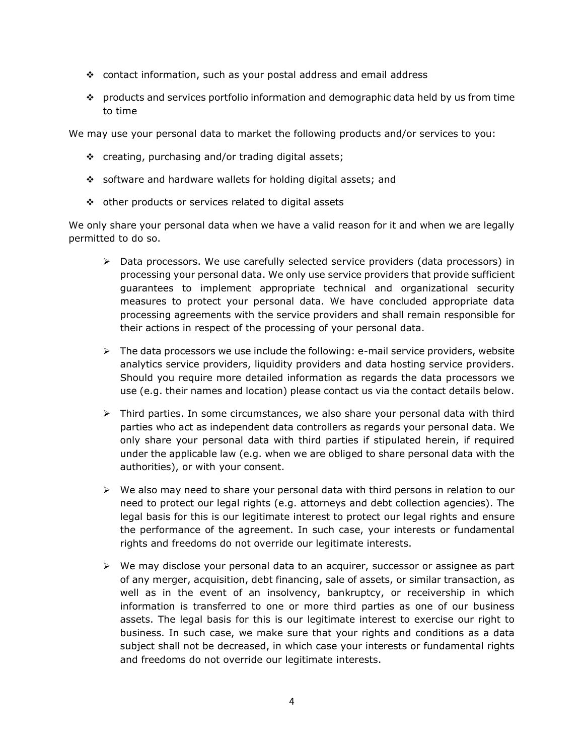- contact information, such as your postal address and email address
- products and services portfolio information and demographic data held by us from time to time

We may use your personal data to market the following products and/or services to you:

- creating, purchasing and/or trading digital assets;
- software and hardware wallets for holding digital assets; and
- other products or services related to digital assets

We only share your personal data when we have a valid reason for it and when we are legally permitted to do so.

- Data processors. We use carefully selected service providers (data processors) in processing your personal data. We only use service providers that provide sufficient guarantees to implement appropriate technical and organizational security measures to protect your personal data. We have concluded appropriate data processing agreements with the service providers and shall remain responsible for their actions in respect of the processing of your personal data.
- The data processors we use include the following: e-mail service providers, website analytics service providers, liquidity providers and data hosting service providers. Should you require more detailed information as regards the data processors we use (e.g. their names and location) please contact us via the contact details below.
- Third parties. In some circumstances, we also share your personal data with third parties who act as independent data controllers as regards your personal data. We only share your personal data with third parties if stipulated herein, if required under the applicable law (e.g. when we are obliged to share personal data with the authorities), or with your consent.
- We also may need to share your personal data with third persons in relation to our need to protect our legal rights (e.g. attorneys and debt collection agencies). The legal basis for this is our legitimate interest to protect our legal rights and ensure the performance of the agreement. In such case, your interests or fundamental rights and freedoms do not override our legitimate interests.
- We may disclose your personal data to an acquirer, successor or assignee as part of any merger, acquisition, debt financing, sale of assets, or similar transaction, as well as in the event of an insolvency, bankruptcy, or receivership in which information is transferred to one or more third parties as one of our business assets. The legal basis for this is our legitimate interest to exercise our right to business. In such case, we make sure that your rights and conditions as a data subject shall not be decreased, in which case your interests or fundamental rights and freedoms do not override our legitimate interests.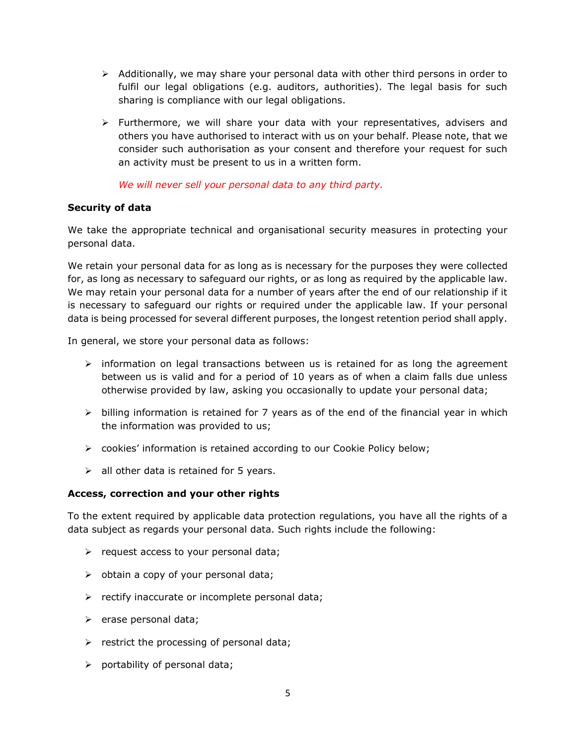- Additionally, we may share your personal data with other third persons in order to fulfil our legal obligations (e.g. auditors, authorities). The legal basis for such sharing is compliance with our legal obligations.

- Furthermore, we will share your data with your representatives, advisers and others you have authorised to interact with us on your behalf. Please note, that we consider such authorisation as your consent and therefore your request for such an activity must be present to us in a written form.

  *We will never sell your personal data to any third party.*

**Security of data**

We take the appropriate technical and organisational security measures in protecting your personal data.

We retain your personal data for as long as is necessary for the purposes they were collected for, as long as necessary to safeguard our rights, or as long as required by the applicable law. We may retain your personal data for a number of years after the end of our relationship if it is necessary to safeguard our rights or required under the applicable law. If your personal data is being processed for several different purposes, the longest retention period shall apply.

In general, we store your personal data as follows:

- information on legal transactions between us is retained for as long the agreement between us is valid and for a period of 10 years as of when a claim falls due unless otherwise provided by law, asking you occasionally to update your personal data;

- billing information is retained for 7 years as of the end of the financial year in which the information was provided to us;

- cookies' information is retained according to our Cookie Policy below;

- all other data is retained for 5 years.

**Access, correction and your other rights**

To the extent required by applicable data protection regulations, you have all the rights of a data subject as regards your personal data. Such rights include the following:

- request access to your personal data;

- obtain a copy of your personal data;

- rectify inaccurate or incomplete personal data;

- erase personal data;

- restrict the processing of personal data;

- portability of personal data;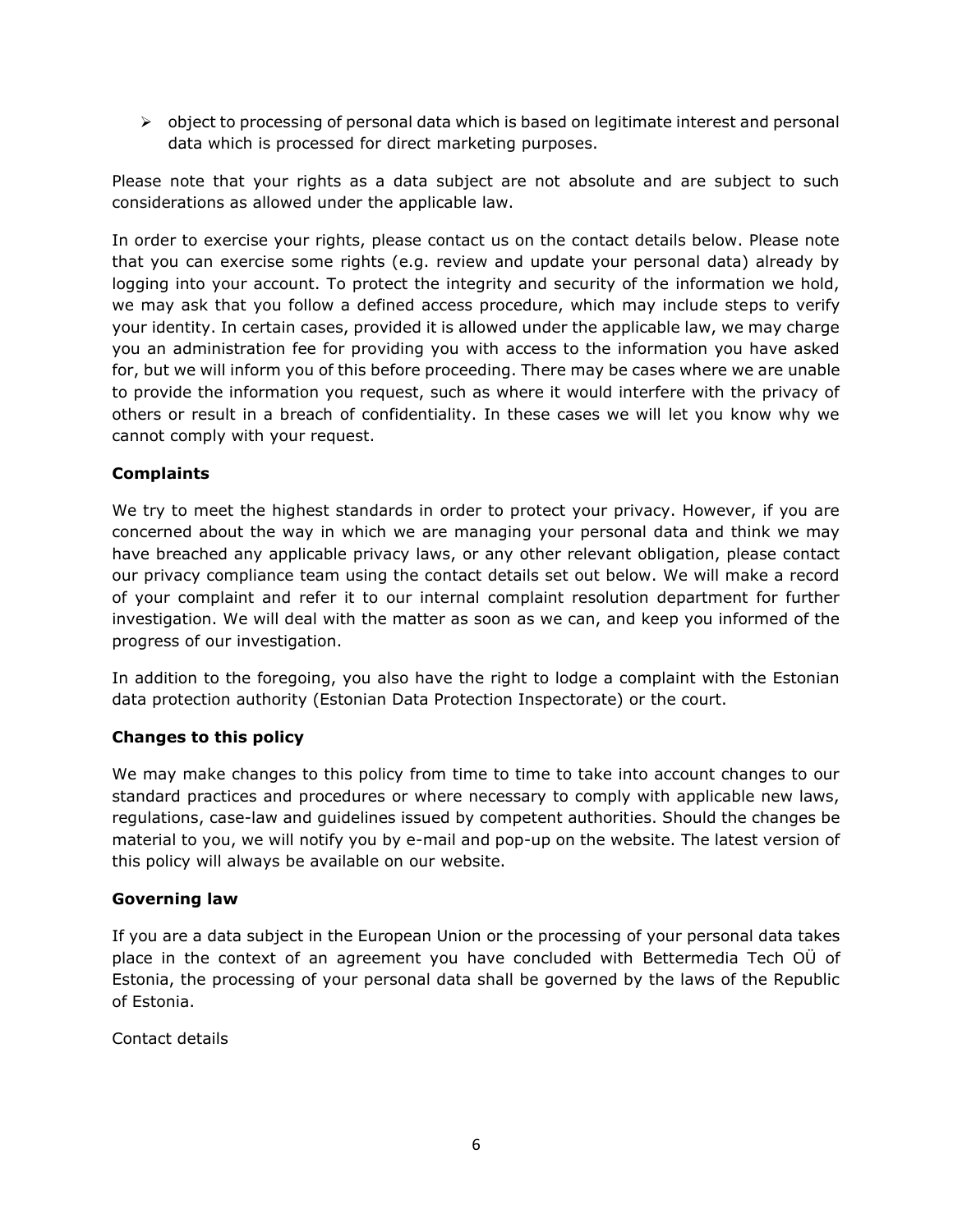- object to processing of personal data which is based on legitimate interest and personal data which is processed for direct marketing purposes.

Please note that your rights as a data subject are not absolute and are subject to such considerations as allowed under the applicable law.

In order to exercise your rights, please contact us on the contact details below. Please note that you can exercise some rights (e.g. review and update your personal data) already by logging into your account. To protect the integrity and security of the information we hold, we may ask that you follow a defined access procedure, which may include steps to verify your identity. In certain cases, provided it is allowed under the applicable law, we may charge you an administration fee for providing you with access to the information you have asked for, but we will inform you of this before proceeding. There may be cases where we are unable to provide the information you request, such as where it would interfere with the privacy of others or result in a breach of confidentiality. In these cases we will let you know why we cannot comply with your request.

**Complaints**

We try to meet the highest standards in order to protect your privacy. However, if you are concerned about the way in which we are managing your personal data and think we may have breached any applicable privacy laws, or any other relevant obligation, please contact our privacy compliance team using the contact details set out below. We will make a record of your complaint and refer it to our internal complaint resolution department for further investigation. We will deal with the matter as soon as we can, and keep you informed of the progress of our investigation.

In addition to the foregoing, you also have the right to lodge a complaint with the Estonian data protection authority (Estonian Data Protection Inspectorate) or the court.

**Changes to this policy**

We may make changes to this policy from time to time to take into account changes to our standard practices and procedures or where necessary to comply with applicable new laws, regulations, case-law and guidelines issued by competent authorities. Should the changes be material to you, we will notify you by e-mail and pop-up on the website. The latest version of this policy will always be available on our website.

**Governing law**

If you are a data subject in the European Union or the processing of your personal data takes place in the context of an agreement you have concluded with Bettermedia Tech OÜ of Estonia, the processing of your personal data shall be governed by the laws of the Republic of Estonia.

Contact details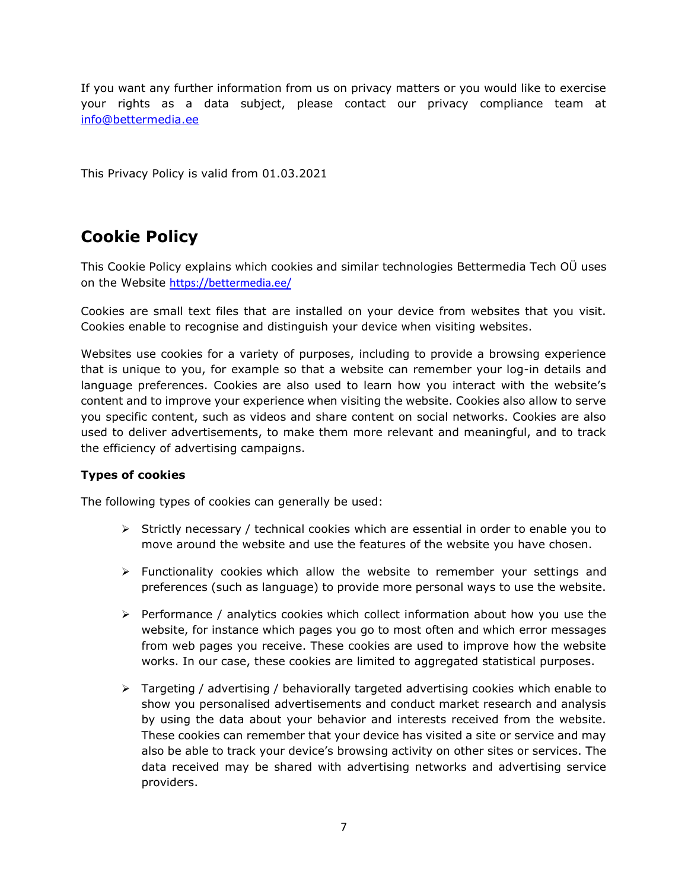If you want any further information from us on privacy matters or you would like to exercise your rights as a data subject, please contact our privacy compliance team at info@bettermedia.ee

This Privacy Policy is valid from 01.03.2021

# Cookie Policy

This Cookie Policy explains which cookies and similar technologies Bettermedia Tech OÜ uses on the Website https://bettermedia.ee/

Cookies are small text files that are installed on your device from websites that you visit. Cookies enable to recognise and distinguish your device when visiting websites.

Websites use cookies for a variety of purposes, including to provide a browsing experience that is unique to you, for example so that a website can remember your log-in details and language preferences. Cookies are also used to learn how you interact with the website's content and to improve your experience when visiting the website. Cookies also allow to serve you specific content, such as videos and share content on social networks. Cookies are also used to deliver advertisements, to make them more relevant and meaningful, and to track the efficiency of advertising campaigns.

**Types of cookies**

The following types of cookies can generally be used:

- Strictly necessary / technical cookies which are essential in order to enable you to move around the website and use the features of the website you have chosen.
- Functionality cookies which allow the website to remember your settings and preferences (such as language) to provide more personal ways to use the website.
- Performance / analytics cookies which collect information about how you use the website, for instance which pages you go to most often and which error messages from web pages you receive. These cookies are used to improve how the website works. In our case, these cookies are limited to aggregated statistical purposes.
- Targeting / advertising / behaviorally targeted advertising cookies which enable to show you personalised advertisements and conduct market research and analysis by using the data about your behavior and interests received from the website. These cookies can remember that your device has visited a site or service and may also be able to track your device's browsing activity on other sites or services. The data received may be shared with advertising networks and advertising service providers.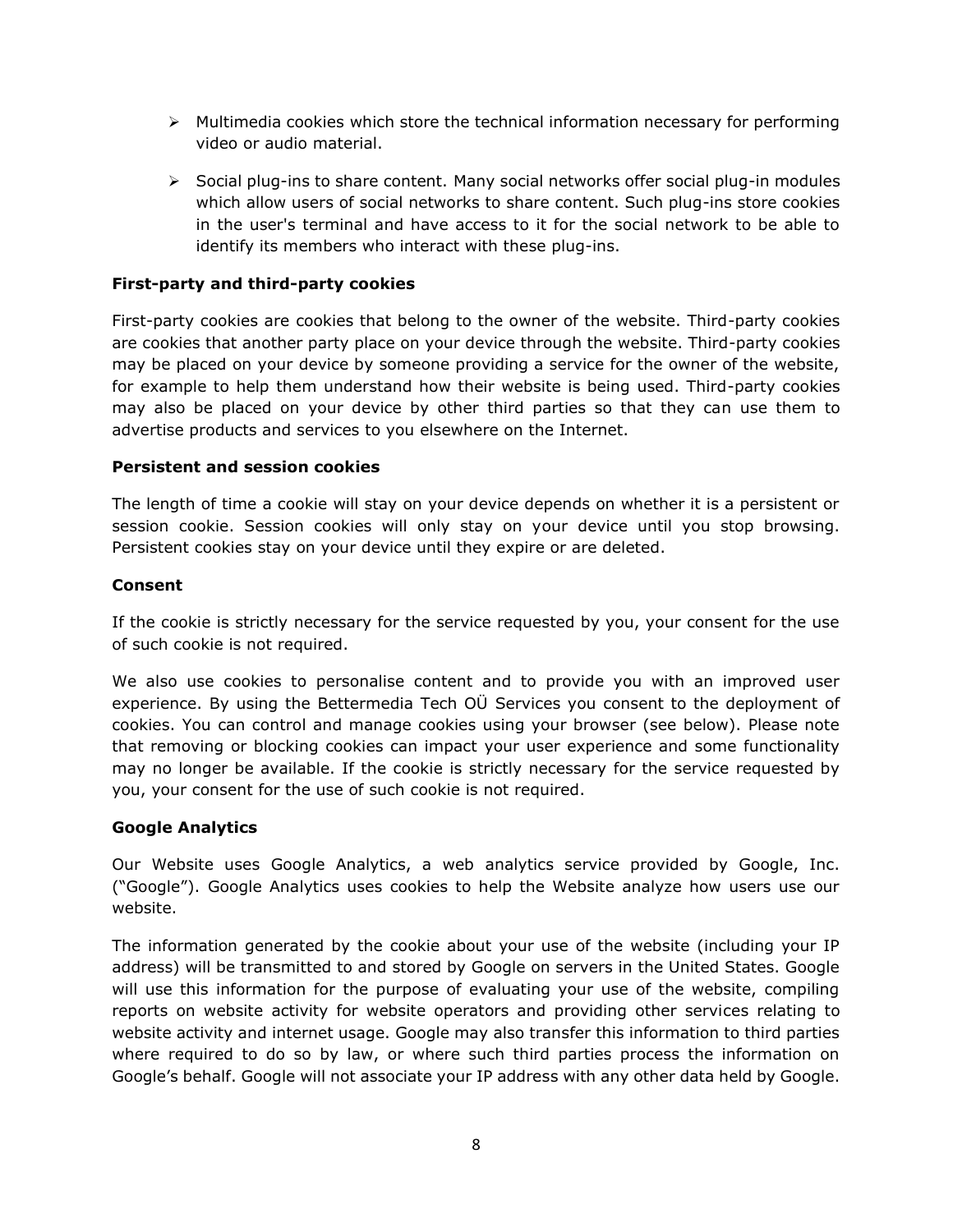- Multimedia cookies which store the technical information necessary for performing video or audio material.
- Social plug-ins to share content. Many social networks offer social plug-in modules which allow users of social networks to share content. Such plug-ins store cookies in the user's terminal and have access to it for the social network to be able to identify its members who interact with these plug-ins.

**First-party and third-party cookies**

First-party cookies are cookies that belong to the owner of the website. Third-party cookies are cookies that another party place on your device through the website. Third-party cookies may be placed on your device by someone providing a service for the owner of the website, for example to help them understand how their website is being used. Third-party cookies may also be placed on your device by other third parties so that they can use them to advertise products and services to you elsewhere on the Internet.

**Persistent and session cookies**

The length of time a cookie will stay on your device depends on whether it is a persistent or session cookie. Session cookies will only stay on your device until you stop browsing. Persistent cookies stay on your device until they expire or are deleted.

**Consent**

If the cookie is strictly necessary for the service requested by you, your consent for the use of such cookie is not required.

We also use cookies to personalise content and to provide you with an improved user experience. By using the Bettermedia Tech OÜ Services you consent to the deployment of cookies. You can control and manage cookies using your browser (see below). Please note that removing or blocking cookies can impact your user experience and some functionality may no longer be available. If the cookie is strictly necessary for the service requested by you, your consent for the use of such cookie is not required.

**Google Analytics**

Our Website uses Google Analytics, a web analytics service provided by Google, Inc. ("Google"). Google Analytics uses cookies to help the Website analyze how users use our website.

The information generated by the cookie about your use of the website (including your IP address) will be transmitted to and stored by Google on servers in the United States. Google will use this information for the purpose of evaluating your use of the website, compiling reports on website activity for website operators and providing other services relating to website activity and internet usage. Google may also transfer this information to third parties where required to do so by law, or where such third parties process the information on Google's behalf. Google will not associate your IP address with any other data held by Google.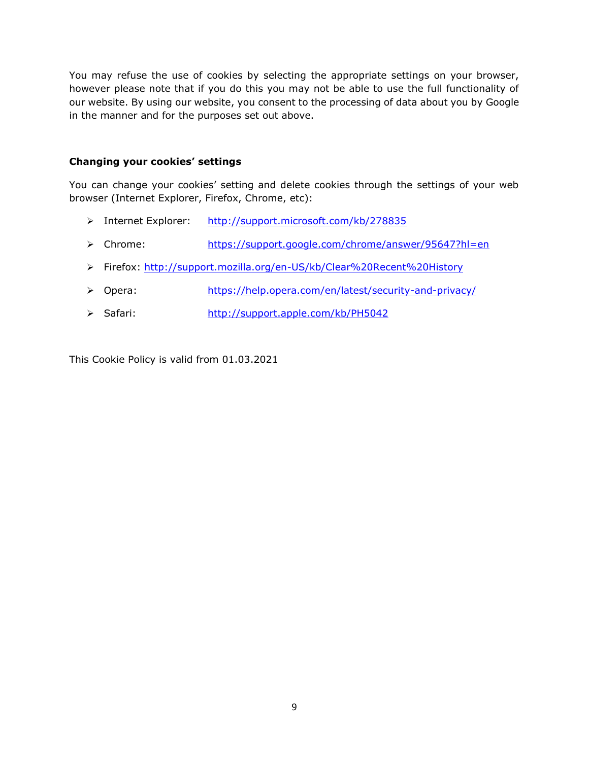You may refuse the use of cookies by selecting the appropriate settings on your browser, however please note that if you do this you may not be able to use the full functionality of our website. By using our website, you consent to the processing of data about you by Google in the manner and for the purposes set out above.

**Changing your cookies' settings**

You can change your cookies' setting and delete cookies through the settings of your web browser (Internet Explorer, Firefox, Chrome, etc):

- Internet Explorer: http://support.microsoft.com/kb/278835
- Chrome: https://support.google.com/chrome/answer/95647?hl=en
- Firefox: http://support.mozilla.org/en-US/kb/Clear%20Recent%20History
- Opera: https://help.opera.com/en/latest/security-and-privacy/
- Safari: http://support.apple.com/kb/PH5042

This Cookie Policy is valid from 01.03.2021